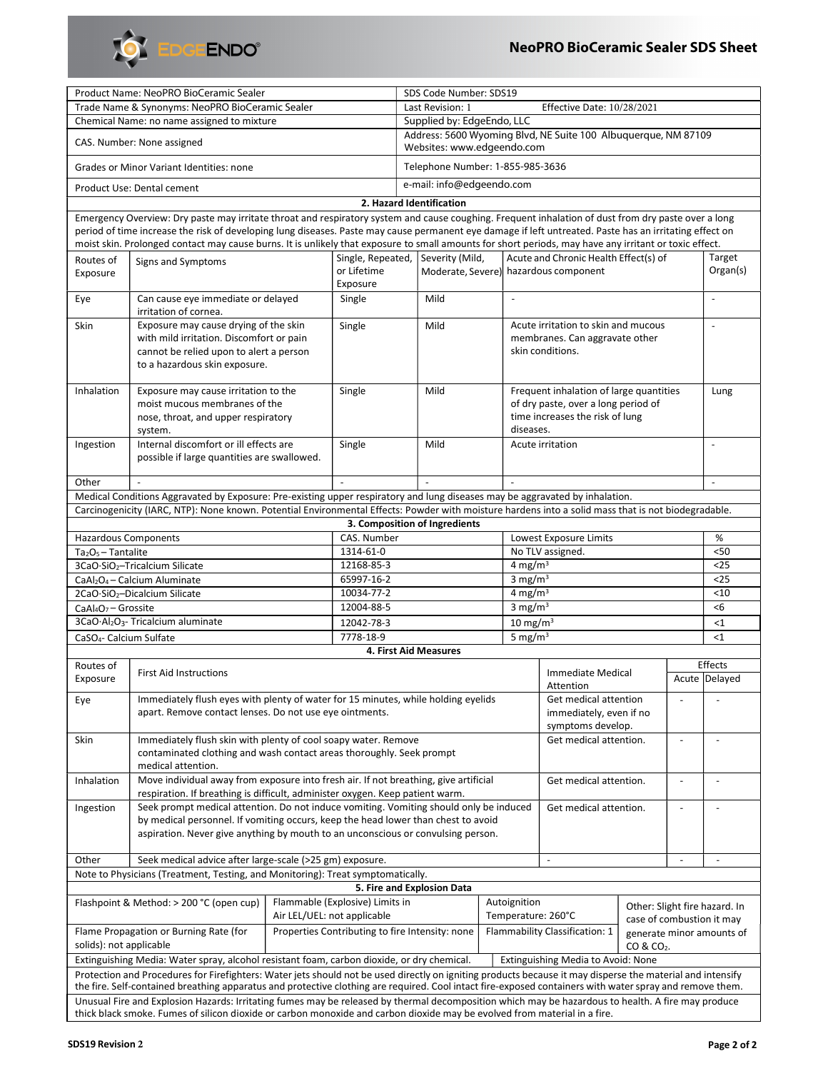# NeoPRO BioCeramic Sealer SDS Sheet

| Product Name: NeoPRO BioCeramic Sealer | SDS Code Number: SDS19 |
|---|---|
| Trade Name & Synonyms: NeoPRO BioCeramic Sealer | Last Revision: 1 Effective Date: 10/28/2021 |
| Chemical Name: no name assigned to mixture | Supplied by: EdgeEndo, LLC |
| CAS. Number: None assigned | Address: 5600 Wyoming Blvd, NE Suite 100 Albuquerque, NM 87109 Websites: www.edgeendo.com |
| Grades or Minor Variant Identities: none | Telephone Number: 1-855-985-3636 |
| Product Use: Dental cement | e-mail: info@edgeendo.com |

## 2. Hazard Identification

Emergency Overview: Dry paste may irritate throat and respiratory system and cause coughing. Frequent inhalation of dust from dry paste over a long period of time increase the risk of developing lung diseases. Paste may cause permanent eye damage if left untreated. Paste has an irritating effect on moist skin. Prolonged contact may cause burns. It is unlikely that exposure to small amounts for short periods, may have any irritant or toxic effect.

| Routes of Exposure | Signs and Symptoms | Single, Repeated, or Lifetime Exposure | Severity (Mild, Moderate, Severe) | Acute and Chronic Health Effect(s) of hazardous component | Target Organ(s) |
|---|---|---|---|---|---|
| Eye | Can cause eye immediate or delayed irritation of cornea. | Single | Mild | - | - |
| Skin | Exposure may cause drying of the skin with mild irritation. Discomfort or pain cannot be relied upon to alert a person to a hazardous skin exposure. | Single | Mild | Acute irritation to skin and mucous membranes. Can aggravate other skin conditions. | - |
| Inhalation | Exposure may cause irritation to the moist mucous membranes of the nose, throat, and upper respiratory system. | Single | Mild | Frequent inhalation of large quantities of dry paste, over a long period of time increases the risk of lung diseases. | Lung |
| Ingestion | Internal discomfort or ill effects are possible if large quantities are swallowed. | Single | Mild | Acute irritation | - |
| Other | - | - | - | - | - |

Medical Conditions Aggravated by Exposure: Pre-existing upper respiratory and lung diseases may be aggravated by inhalation.

Carcinogenicity (IARC, NTP): None known. Potential Environmental Effects: Powder with moisture hardens into a solid mass that is not biodegradable.

## 3. Composition of Ingredients

| Hazardous Components | CAS. Number | Lowest Exposure Limits | % |
|---|---|---|---|
| $Ta_2O_5$ – Tantalite | 1314-61-0 | No TLV assigned. | <50 |
| $3CaO{\cdot}SiO_2$–Tricalcium Silicate | 12168-85-3 | 4 mg/m$^3$ | <25 |
| $CaAl_2O_4$ – Calcium Aluminate | 65997-16-2 | 3 mg/m$^3$ | <25 |
| $2CaO{\cdot}SiO_2$–Dicalcium Silicate | 10034-77-2 | 4 mg/m$^3$ | <10 |
| $CaAl_4O_7$ – Grossite | 12004-88-5 | 3 mg/m$^3$ | <6 |
| $3CaO{\cdot}Al_2O_3$- Tricalcium aluminate | 12042-78-3 | 10 mg/m$^3$ | <1 |
| $CaSO_4$- Calcium Sulfate | 7778-18-9 | 5 mg/m$^3$ | <1 |

## 4. First Aid Measures

| Routes of Exposure | First Aid Instructions | Immediate Medical Attention | Effects: Acute | Effects: Delayed |
|---|---|---|---|---|
| Eye | Immediately flush eyes with plenty of water for 15 minutes, while holding eyelids apart. Remove contact lenses. Do not use eye ointments. | Get medical attention immediately, even if no symptoms develop. | - | - |
| Skin | Immediately flush skin with plenty of cool soapy water. Remove contaminated clothing and wash contact areas thoroughly. Seek prompt medical attention. | Get medical attention. | - | - |
| Inhalation | Move individual away from exposure into fresh air. If not breathing, give artificial respiration. If breathing is difficult, administer oxygen. Keep patient warm. | Get medical attention. | - | - |
| Ingestion | Seek prompt medical attention. Do not induce vomiting. Vomiting should only be induced by medical personnel. If vomiting occurs, keep the head lower than chest to avoid aspiration. Never give anything by mouth to an unconscious or convulsing person. | Get medical attention. | - | - |
| Other | Seek medical advice after large-scale (>25 gm) exposure. | - | - | - |

Note to Physicians (Treatment, Testing, and Monitoring): Treat symptomatically.

## 5. Fire and Explosion Data

| | | | |
|---|---|---|---|
| Flashpoint & Method: > 200 °C (open cup) | Flammable (Explosive) Limits in Air LEL/UEL: not applicable | Autoignition Temperature: 260°C | Other: Slight fire hazard. In case of combustion it may generate minor amounts of CO & $CO_2$. |
| Flame Propagation or Burning Rate (for solids): not applicable | Properties Contributing to fire Intensity: none | Flammability Classification: 1 | |

Extinguishing Media: Water spray, alcohol resistant foam, carbon dioxide, or dry chemical. Extinguishing Media to Avoid: None

Protection and Procedures for Firefighters: Water jets should not be used directly on igniting products because it may disperse the material and intensify the fire. Self-contained breathing apparatus and protective clothing are required. Cool intact fire-exposed containers with water spray and remove them.

Unusual Fire and Explosion Hazards: Irritating fumes may be released by thermal decomposition which may be hazardous to health. A fire may produce thick black smoke. Fumes of silicon dioxide or carbon monoxide and carbon dioxide may be evolved from material in a fire.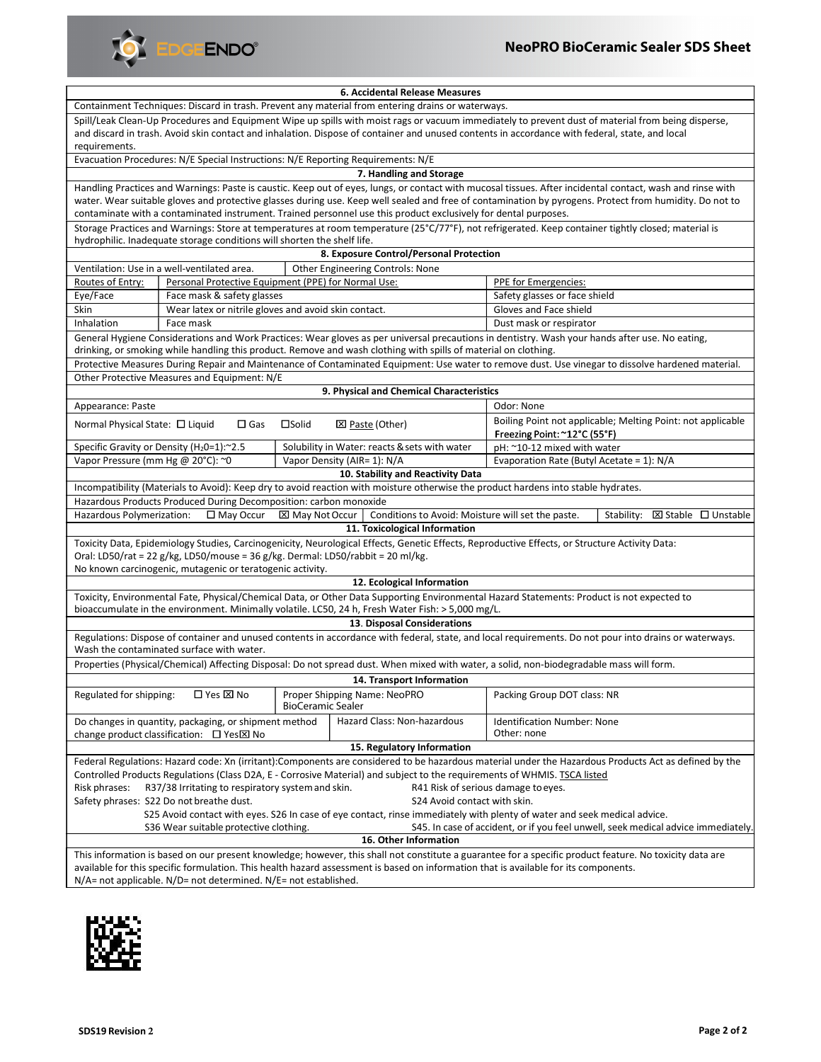## 6. Accidental Release Measures

Containment Techniques: Discard in trash. Prevent any material from entering drains or waterways.

Spill/Leak Clean-Up Procedures and Equipment Wipe up spills with moist rags or vacuum immediately to prevent dust of material from being disperse, and discard in trash. Avoid skin contact and inhalation. Dispose of container and unused contents in accordance with federal, state, and local requirements.

Evacuation Procedures: N/E Special Instructions: N/E Reporting Requirements: N/E

## 7. Handling and Storage

Handling Practices and Warnings: Paste is caustic. Keep out of eyes, lungs, or contact with mucosal tissues. After incidental contact, wash and rinse with water. Wear suitable gloves and protective glasses during use. Keep well sealed and free of contamination by pyrogens. Protect from humidity. Do not to contaminate with a contaminated instrument. Trained personnel use this product exclusively for dental purposes.

Storage Practices and Warnings: Store at temperatures at room temperature (25°C/77°F), not refrigerated. Keep container tightly closed; material is hydrophilic. Inadequate storage conditions will shorten the shelf life.

## 8. Exposure Control/Personal Protection

Ventilation: Use in a well-ventilated area. | Other Engineering Controls: None

| Routes of Entry: | Personal Protective Equipment (PPE) for Normal Use: | PPE for Emergencies: |
|---|---|---|
| Eye/Face | Face mask & safety glasses | Safety glasses or face shield |
| Skin | Wear latex or nitrile gloves and avoid skin contact. | Gloves and Face shield |
| Inhalation | Face mask | Dust mask or respirator |

General Hygiene Considerations and Work Practices: Wear gloves as per universal precautions in dentistry. Wash your hands after use. No eating, drinking, or smoking while handling this product. Remove and wash clothing with spills of material on clothing.

Protective Measures During Repair and Maintenance of Contaminated Equipment: Use water to remove dust. Use vinegar to dissolve hardened material.

Other Protective Measures and Equipment: N/E

## 9. Physical and Chemical Characteristics

| | | |
|---|---|---|
| Appearance: Paste | | Odor: None |
| Normal Physical State: ☐ Liquid ☐ Gas ☐Solid ☒ Paste (Other) | | Boiling Point not applicable; Melting Point: not applicable **Freezing Point: ~12°C (55°F)** |
| Specific Gravity or Density ($H_2O$=1):~2.5 | Solubility in Water: reacts & sets with water | pH: ~10-12 mixed with water |
| Vapor Pressure (mm Hg @ 20°C): ~0 | Vapor Density (AIR= 1): N/A | Evaporation Rate (Butyl Acetate = 1): N/A |

## 10. Stability and Reactivity Data

Incompatibility (Materials to Avoid): Keep dry to avoid reaction with moisture otherwise the product hardens into stable hydrates.

Hazardous Products Produced During Decomposition: carbon monoxide

Hazardous Polymerization: ☐ May Occur ☒ May Not Occur | Conditions to Avoid: Moisture will set the paste. | Stability: ☒ Stable ☐ Unstable

## 11. Toxicological Information

Toxicity Data, Epidemiology Studies, Carcinogenicity, Neurological Effects, Genetic Effects, Reproductive Effects, or Structure Activity Data:
Oral: LD50/rat = 22 g/kg, LD50/mouse = 36 g/kg. Dermal: LD50/rabbit = 20 ml/kg.
No known carcinogenic, mutagenic or teratogenic activity.

## 12. Ecological Information

Toxicity, Environmental Fate, Physical/Chemical Data, or Other Data Supporting Environmental Hazard Statements: Product is not expected to bioaccumulate in the environment. Minimally volatile. LC50, 24 h, Fresh Water Fish: > 5,000 mg/L.

## 13. Disposal Considerations

Regulations: Dispose of container and unused contents in accordance with federal, state, and local requirements. Do not pour into drains or waterways. Wash the contaminated surface with water.

Properties (Physical/Chemical) Affecting Disposal: Do not spread dust. When mixed with water, a solid, non-biodegradable mass will form.

## 14. Transport Information

| | | |
|---|---|---|
| Regulated for shipping: ☐ Yes ☒ No | Proper Shipping Name: NeoPRO BioCeramic Sealer | Packing Group DOT class: NR |
| Do changes in quantity, packaging, or shipment method change product classification: ☐ Yes☒ No | Hazard Class: Non-hazardous | Identification Number: None Other: none |

## 15. Regulatory Information

Federal Regulations: Hazard code: Xn (irritant):Components are considered to be hazardous material under the Hazardous Products Act as defined by the Controlled Products Regulations (Class D2A, E - Corrosive Material) and subject to the requirements of WHMIS. TSCA listed

Risk phrases: R37/38 Irritating to respiratory system and skin. R41 Risk of serious damage to eyes.

Safety phrases: S22 Do not breathe dust. S24 Avoid contact with skin.
S25 Avoid contact with eyes. S26 In case of eye contact, rinse immediately with plenty of water and seek medical advice.
S36 Wear suitable protective clothing. S45. In case of accident, or if you feel unwell, seek medical advice immediately.

## 16. Other Information

This information is based on our present knowledge; however, this shall not constitute a guarantee for a specific product feature. No toxicity data are available for this specific formulation. This health hazard assessment is based on information that is available for its components.
N/A= not applicable. N/D= not determined. N/E= not established.

SDS19 Revision 2